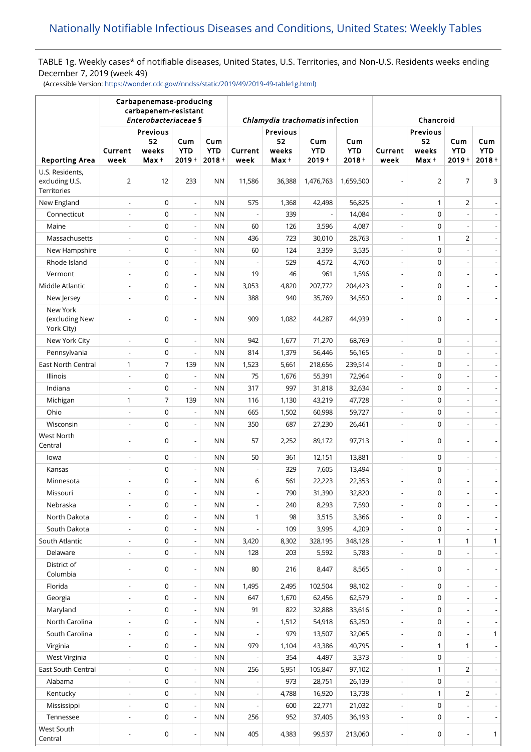# Nationally Notifiable Infectious Diseases and Conditions, United States: Weekly Tables

TABLE 1g. Weekly cases* of notifiable diseases, United States, U.S. Territories, and Non-U.S. Residents weeks ending December 7, 2019 (week 49)

(Accessible Version: https://wonder.cdc.gov//nndss/static/2019/49/2019-49-table1g.html)

| Reporting Area | Carbapenemase-producing carbapenem-resistant *Enterobacteriaceae* § | | | | *Chlamydia trachomatis* infection | | | | Chancroid | | | |
|---|---|---|---|---|---|---|---|---|---|---|---|---|
| | Current week | Previous 52 weeks Max † | Cum YTD 2019 † | Cum YTD 2018 † | Current week | Previous 52 weeks Max † | Cum YTD 2019 † | Cum YTD 2018 † | Current week | Previous 52 weeks Max † | Cum YTD 2019 † | Cum YTD 2018 † |
| U.S. Residents, excluding U.S. Territories | 2 | 12 | 233 | NN | 11,586 | 36,388 | 1,476,763 | 1,659,500 | - | 2 | 7 | 3 |
| New England | - | 0 | - | NN | 575 | 1,368 | 42,498 | 56,825 | - | 1 | 2 | - |
| Connecticut | - | 0 | - | NN | - | 339 | - | 14,084 | - | 0 | - | - |
| Maine | - | 0 | - | NN | 60 | 126 | 3,596 | 4,087 | - | 0 | - | - |
| Massachusetts | - | 0 | - | NN | 436 | 723 | 30,010 | 28,763 | - | 1 | 2 | - |
| New Hampshire | - | 0 | - | NN | 60 | 124 | 3,359 | 3,535 | - | 0 | - | - |
| Rhode Island | - | 0 | - | NN | - | 529 | 4,572 | 4,760 | - | 0 | - | - |
| Vermont | - | 0 | - | NN | 19 | 46 | 961 | 1,596 | - | 0 | - | - |
| Middle Atlantic | - | 0 | - | NN | 3,053 | 4,820 | 207,772 | 204,423 | - | 0 | - | - |
| New Jersey | - | 0 | - | NN | 388 | 940 | 35,769 | 34,550 | - | 0 | - | - |
| New York (excluding New York City) | - | 0 | - | NN | 909 | 1,082 | 44,287 | 44,939 | - | 0 | - | - |
| New York City | - | 0 | - | NN | 942 | 1,677 | 71,270 | 68,769 | - | 0 | - | - |
| Pennsylvania | - | 0 | - | NN | 814 | 1,379 | 56,446 | 56,165 | - | 0 | - | - |
| East North Central | 1 | 7 | 139 | NN | 1,523 | 5,661 | 218,656 | 239,514 | - | 0 | - | - |
| Illinois | - | 0 | - | NN | 75 | 1,676 | 55,391 | 72,964 | - | 0 | - | - |
| Indiana | - | 0 | - | NN | 317 | 997 | 31,818 | 32,634 | - | 0 | - | - |
| Michigan | 1 | 7 | 139 | NN | 116 | 1,130 | 43,219 | 47,728 | - | 0 | - | - |
| Ohio | - | 0 | - | NN | 665 | 1,502 | 60,998 | 59,727 | - | 0 | - | - |
| Wisconsin | - | 0 | - | NN | 350 | 687 | 27,230 | 26,461 | - | 0 | - | - |
| West North Central | - | 0 | - | NN | 57 | 2,252 | 89,172 | 97,713 | - | 0 | - | - |
| Iowa | - | 0 | - | NN | 50 | 361 | 12,151 | 13,881 | - | 0 | - | - |
| Kansas | - | 0 | - | NN | - | 329 | 7,605 | 13,494 | - | 0 | - | - |
| Minnesota | - | 0 | - | NN | 6 | 561 | 22,223 | 22,353 | - | 0 | - | - |
| Missouri | - | 0 | - | NN | - | 790 | 31,390 | 32,820 | - | 0 | - | - |
| Nebraska | - | 0 | - | NN | - | 240 | 8,293 | 7,590 | - | 0 | - | - |
| North Dakota | - | 0 | - | NN | 1 | 98 | 3,515 | 3,366 | - | 0 | - | - |
| South Dakota | - | 0 | - | NN | - | 109 | 3,995 | 4,209 | - | 0 | - | - |
| South Atlantic | - | 0 | - | NN | 3,420 | 8,302 | 328,195 | 348,128 | - | 1 | 1 | 1 |
| Delaware | - | 0 | - | NN | 128 | 203 | 5,592 | 5,783 | - | 0 | - | - |
| District of Columbia | - | 0 | - | NN | 80 | 216 | 8,447 | 8,565 | - | 0 | - | - |
| Florida | - | 0 | - | NN | 1,495 | 2,495 | 102,504 | 98,102 | - | 0 | - | - |
| Georgia | - | 0 | - | NN | 647 | 1,670 | 62,456 | 62,579 | - | 0 | - | - |
| Maryland | - | 0 | - | NN | 91 | 822 | 32,888 | 33,616 | - | 0 | - | - |
| North Carolina | - | 0 | - | NN | - | 1,512 | 54,918 | 63,250 | - | 0 | - | - |
| South Carolina | - | 0 | - | NN | - | 979 | 13,507 | 32,065 | - | 0 | - | 1 |
| Virginia | - | 0 | - | NN | 979 | 1,104 | 43,386 | 40,795 | - | 1 | 1 | - |
| West Virginia | - | 0 | - | NN | - | 354 | 4,497 | 3,373 | - | 0 | - | - |
| East South Central | - | 0 | - | NN | 256 | 5,951 | 105,847 | 97,102 | - | 1 | 2 | - |
| Alabama | - | 0 | - | NN | - | 973 | 28,751 | 26,139 | - | 0 | - | - |
| Kentucky | - | 0 | - | NN | - | 4,788 | 16,920 | 13,738 | - | 1 | 2 | - |
| Mississippi | - | 0 | - | NN | - | 600 | 22,771 | 21,032 | - | 0 | - | - |
| Tennessee | - | 0 | - | NN | 256 | 952 | 37,405 | 36,193 | - | 0 | - | - |
| West South Central | - | 0 | - | NN | 405 | 4,383 | 99,537 | 213,060 | - | 0 | - | 1 |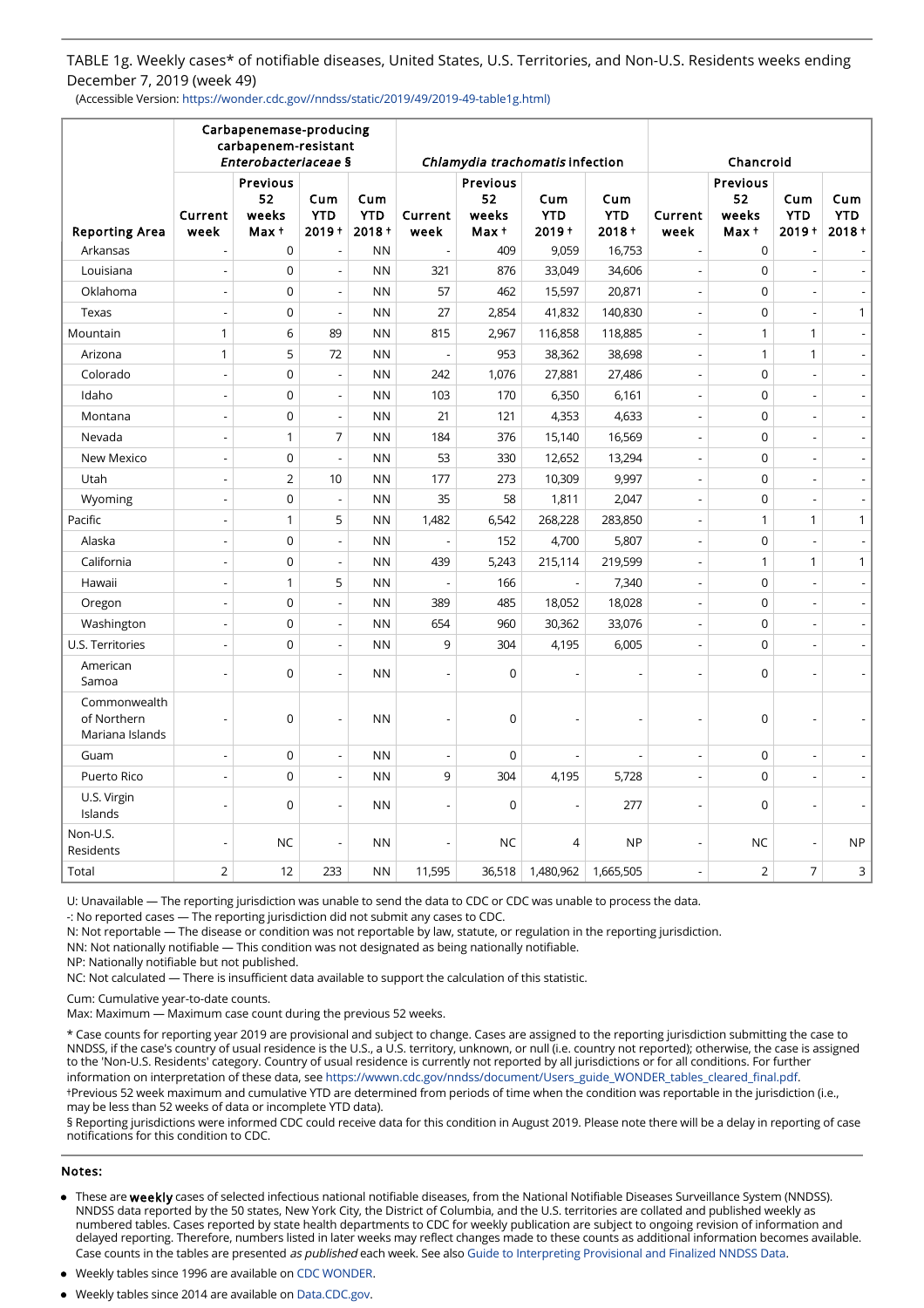TABLE 1g. Weekly cases* of notifiable diseases, United States, U.S. Territories, and Non-U.S. Residents weeks ending December 7, 2019 (week 49)

(Accessible Version: https://wonder.cdc.gov//nndss/static/2019/49/2019-49-table1g.html)

| Reporting Area | Carbapenemase-producing carbapenem-resistant *Enterobacteriaceae* § | | | | *Chlamydia trachomatis* infection | | | | Chancroid | | | |
|---|---|---|---|---|---|---|---|---|---|---|---|---|
| | Current week | Previous 52 weeks Max † | Cum YTD 2019 † | Cum YTD 2018 † | Current week | Previous 52 weeks Max † | Cum YTD 2019 † | Cum YTD 2018 † | Current week | Previous 52 weeks Max † | Cum YTD 2019 † | Cum YTD 2018 † |
| Arkansas | - | 0 | - | NN | - | 409 | 9,059 | 16,753 | - | 0 | - | - |
| Louisiana | - | 0 | - | NN | 321 | 876 | 33,049 | 34,606 | - | 0 | - | - |
| Oklahoma | - | 0 | - | NN | 57 | 462 | 15,597 | 20,871 | - | 0 | - | - |
| Texas | - | 0 | - | NN | 27 | 2,854 | 41,832 | 140,830 | - | 0 | - | 1 |
| Mountain | 1 | 6 | 89 | NN | 815 | 2,967 | 116,858 | 118,885 | - | 1 | 1 | - |
| Arizona | 1 | 5 | 72 | NN | - | 953 | 38,362 | 38,698 | - | 1 | 1 | - |
| Colorado | - | 0 | - | NN | 242 | 1,076 | 27,881 | 27,486 | - | 0 | - | - |
| Idaho | - | 0 | - | NN | 103 | 170 | 6,350 | 6,161 | - | 0 | - | - |
| Montana | - | 0 | - | NN | 21 | 121 | 4,353 | 4,633 | - | 0 | - | - |
| Nevada | - | 1 | 7 | NN | 184 | 376 | 15,140 | 16,569 | - | 0 | - | - |
| New Mexico | - | 0 | - | NN | 53 | 330 | 12,652 | 13,294 | - | 0 | - | - |
| Utah | - | 2 | 10 | NN | 177 | 273 | 10,309 | 9,997 | - | 0 | - | - |
| Wyoming | - | 0 | - | NN | 35 | 58 | 1,811 | 2,047 | - | 0 | - | - |
| Pacific | - | 1 | 5 | NN | 1,482 | 6,542 | 268,228 | 283,850 | - | 1 | 1 | 1 |
| Alaska | - | 0 | - | NN | - | 152 | 4,700 | 5,807 | - | 0 | - | - |
| California | - | 0 | - | NN | 439 | 5,243 | 215,114 | 219,599 | - | 1 | 1 | 1 |
| Hawaii | - | 1 | 5 | NN | - | 166 | - | 7,340 | - | 0 | - | - |
| Oregon | - | 0 | - | NN | 389 | 485 | 18,052 | 18,028 | - | 0 | - | - |
| Washington | - | 0 | - | NN | 654 | 960 | 30,362 | 33,076 | - | 0 | - | - |
| U.S. Territories | - | 0 | - | NN | 9 | 304 | 4,195 | 6,005 | - | 0 | - | - |
| American Samoa | - | 0 | - | NN | - | 0 | - | - | - | 0 | - | - |
| Commonwealth of Northern Mariana Islands | - | 0 | - | NN | - | 0 | - | - | - | 0 | - | - |
| Guam | - | 0 | - | NN | - | 0 | - | - | - | 0 | - | - |
| Puerto Rico | - | 0 | - | NN | 9 | 304 | 4,195 | 5,728 | - | 0 | - | - |
| U.S. Virgin Islands | - | 0 | - | NN | - | 0 | - | 277 | - | 0 | - | - |
| Non-U.S. Residents | - | NC | - | NN | - | NC | 4 | NP | - | NC | - | NP |
| Total | 2 | 12 | 233 | NN | 11,595 | 36,518 | 1,480,962 | 1,665,505 | - | 2 | 7 | 3 |

U: Unavailable — The reporting jurisdiction was unable to send the data to CDC or CDC was unable to process the data.

-: No reported cases — The reporting jurisdiction did not submit any cases to CDC.

N: Not reportable — The disease or condition was not reportable by law, statute, or regulation in the reporting jurisdiction.

NN: Not nationally notifiable — This condition was not designated as being nationally notifiable.

NP: Nationally notifiable but not published.

NC: Not calculated — There is insufficient data available to support the calculation of this statistic.

Cum: Cumulative year-to-date counts.

Max: Maximum — Maximum case count during the previous 52 weeks.

* Case counts for reporting year 2019 are provisional and subject to change. Cases are assigned to the reporting jurisdiction submitting the case to NNDSS, if the case's country of usual residence is the U.S., a U.S. territory, unknown, or null (i.e. country not reported); otherwise, the case is assigned to the 'Non-U.S. Residents' category. Country of usual residence is currently not reported by all jurisdictions or for all conditions. For further information on interpretation of these data, see https://wwwn.cdc.gov/nndss/document/Users_guide_WONDER_tables_cleared_final.pdf.

† Previous 52 week maximum and cumulative YTD are determined from periods of time when the condition was reportable in the jurisdiction (i.e., may be less than 52 weeks of data or incomplete YTD data).

§ Reporting jurisdictions were informed CDC could receive data for this condition in August 2019. Please note there will be a delay in reporting of case notifications for this condition to CDC.

## Notes:

- These are **weekly** cases of selected infectious national notifiable diseases, from the National Notifiable Diseases Surveillance System (NNDSS). NNDSS data reported by the 50 states, New York City, the District of Columbia, and the U.S. territories are collated and published weekly as numbered tables. Cases reported by state health departments to CDC for weekly publication are subject to ongoing revision of information and delayed reporting. Therefore, numbers listed in later weeks may reflect changes made to these counts as additional information becomes available. Case counts in the tables are presented *as published* each week. See also Guide to Interpreting Provisional and Finalized NNDSS Data.
- Weekly tables since 1996 are available on CDC WONDER.
- Weekly tables since 2014 are available on Data.CDC.gov.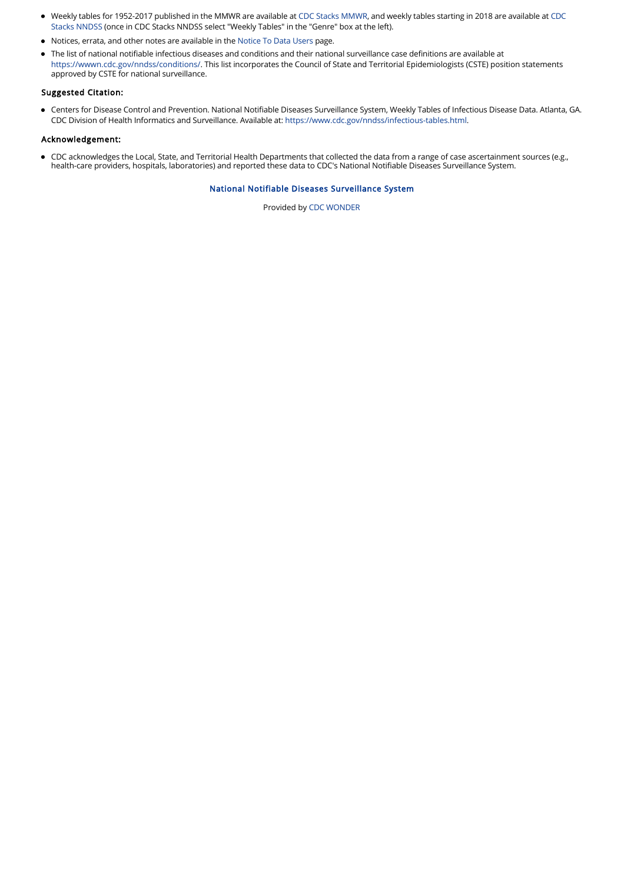- Weekly tables for 1952-2017 published in the MMWR are available at CDC Stacks MMWR, and weekly tables starting in 2018 are available at CDC Stacks NNDSS (once in CDC Stacks NNDSS select "Weekly Tables" in the "Genre" box at the left).
- Notices, errata, and other notes are available in the Notice To Data Users page.
- The list of national notifiable infectious diseases and conditions and their national surveillance case definitions are available at https://wwwn.cdc.gov/nndss/conditions/. This list incorporates the Council of State and Territorial Epidemiologists (CSTE) position statements approved by CSTE for national surveillance.

### Suggested Citation:

- Centers for Disease Control and Prevention. National Notifiable Diseases Surveillance System, Weekly Tables of Infectious Disease Data. Atlanta, GA. CDC Division of Health Informatics and Surveillance. Available at: https://www.cdc.gov/nndss/infectious-tables.html.

### Acknowledgement:

- CDC acknowledges the Local, State, and Territorial Health Departments that collected the data from a range of case ascertainment sources (e.g., health-care providers, hospitals, laboratories) and reported these data to CDC's National Notifiable Diseases Surveillance System.

National Notifiable Diseases Surveillance System

Provided by CDC WONDER